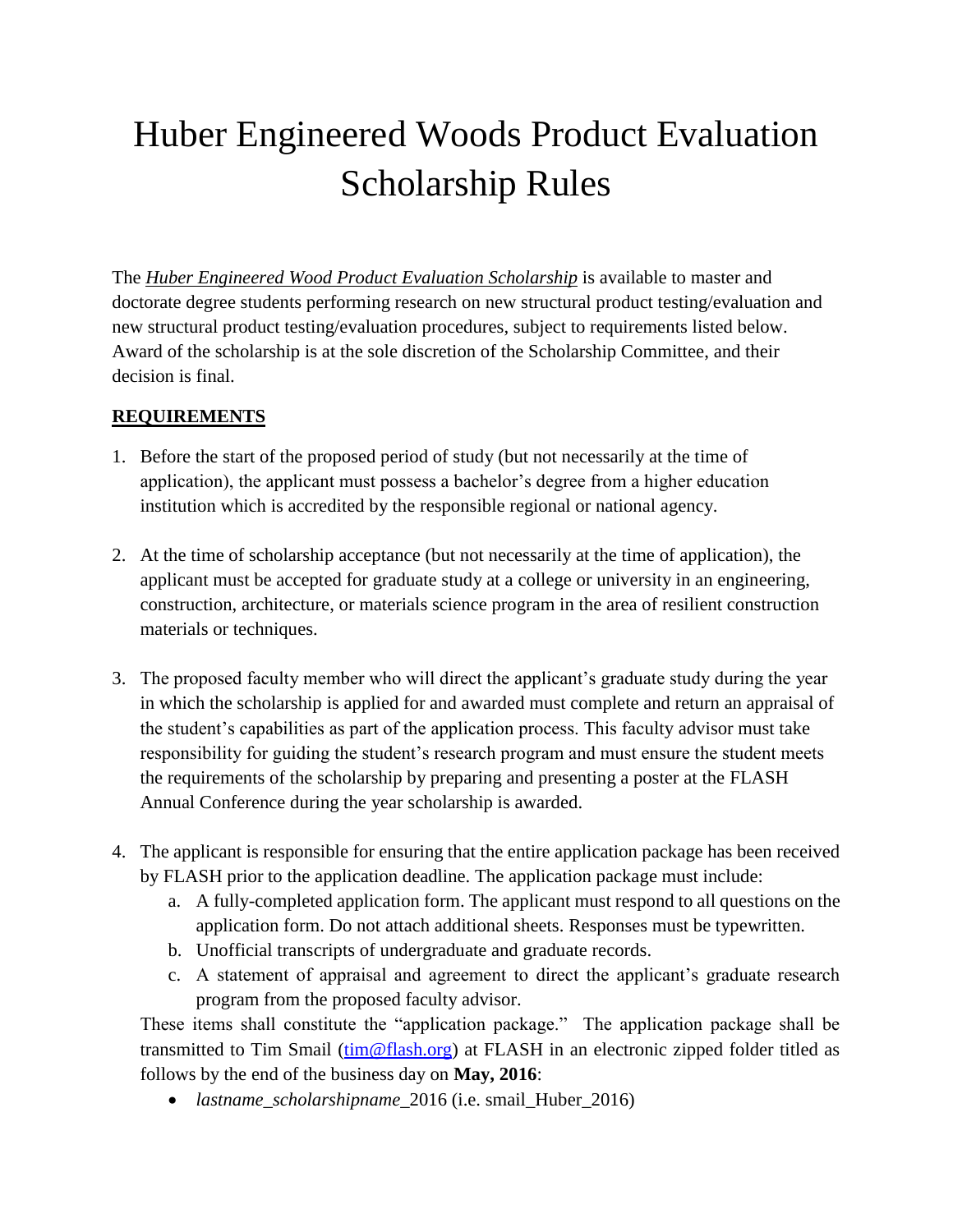# Huber Engineered Woods Product Evaluation Scholarship Rules

The ***Huber Engineered Wood Product Evaluation Scholarship*** is available to master and doctorate degree students performing research on new structural product testing/evaluation and new structural product testing/evaluation procedures, subject to requirements listed below. Award of the scholarship is at the sole discretion of the Scholarship Committee, and their decision is final.

## REQUIREMENTS

1. Before the start of the proposed period of study (but not necessarily at the time of application), the applicant must possess a bachelor's degree from a higher education institution which is accredited by the responsible regional or national agency.

2. At the time of scholarship acceptance (but not necessarily at the time of application), the applicant must be accepted for graduate study at a college or university in an engineering, construction, architecture, or materials science program in the area of resilient construction materials or techniques.

3. The proposed faculty member who will direct the applicant's graduate study during the year in which the scholarship is applied for and awarded must complete and return an appraisal of the student's capabilities as part of the application process. This faculty advisor must take responsibility for guiding the student's research program and must ensure the student meets the requirements of the scholarship by preparing and presenting a poster at the FLASH Annual Conference during the year scholarship is awarded.

4. The applicant is responsible for ensuring that the entire application package has been received by FLASH prior to the application deadline. The application package must include:
   a. A fully-completed application form. The applicant must respond to all questions on the application form. Do not attach additional sheets. Responses must be typewritten.
   b. Unofficial transcripts of undergraduate and graduate records.
   c. A statement of appraisal and agreement to direct the applicant's graduate research program from the proposed faculty advisor.

   These items shall constitute the "application package." The application package shall be transmitted to Tim Smail (tim@flash.org) at FLASH in an electronic zipped folder titled as follows by the end of the business day on **May, 2016**:

   - *lastname_scholarshipname_*2016 (i.e. smail_Huber_2016)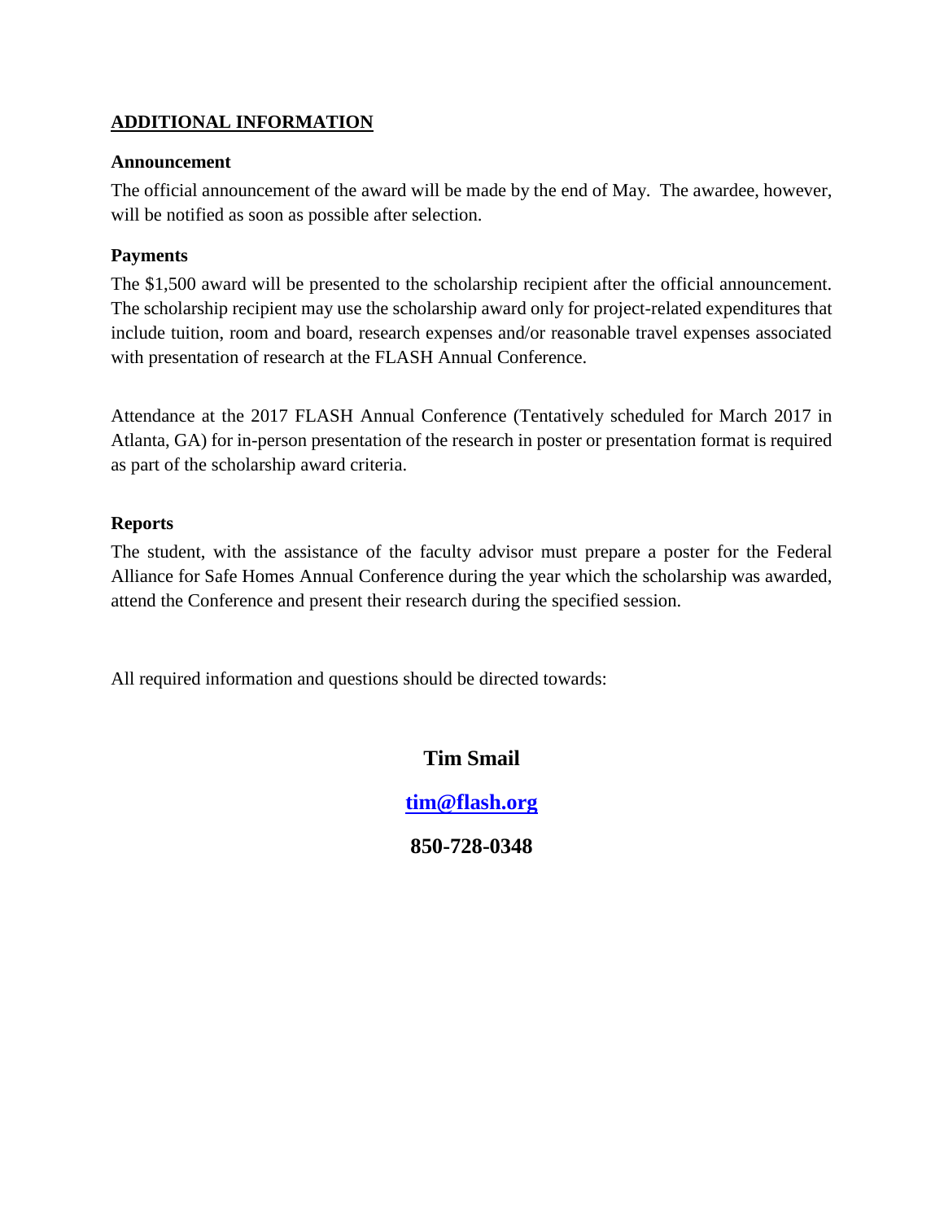## ADDITIONAL INFORMATION

### Announcement

The official announcement of the award will be made by the end of May. The awardee, however, will be notified as soon as possible after selection.

### Payments

The $1,500 award will be presented to the scholarship recipient after the official announcement. The scholarship recipient may use the scholarship award only for project-related expenditures that include tuition, room and board, research expenses and/or reasonable travel expenses associated with presentation of research at the FLASH Annual Conference.

Attendance at the 2017 FLASH Annual Conference (Tentatively scheduled for March 2017 in Atlanta, GA) for in-person presentation of the research in poster or presentation format is required as part of the scholarship award criteria.

### Reports

The student, with the assistance of the faculty advisor must prepare a poster for the Federal Alliance for Safe Homes Annual Conference during the year which the scholarship was awarded, attend the Conference and present their research during the specified session.

All required information and questions should be directed towards:

**Tim Smail**

**tim@flash.org**

**850-728-0348**